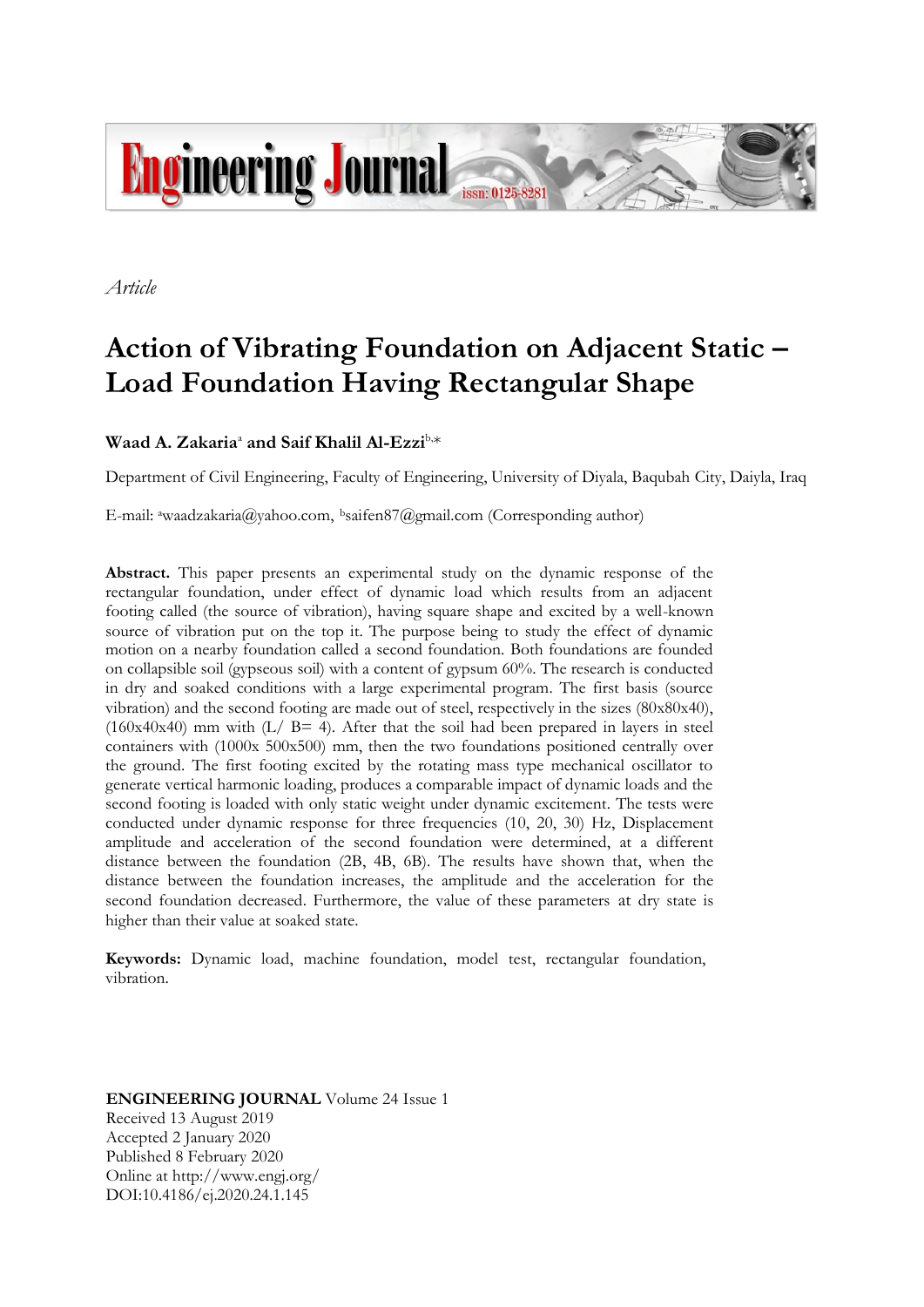*Article*

# Action of Vibrating Foundation on Adjacent Static – Load Foundation Having Rectangular Shape

**Waad A. Zakaria**[a] **and Saif Khalil Al-Ezzi**[b,*]

Department of Civil Engineering, Faculty of Engineering, University of Diyala, Baqubah City, Daiyla, Iraq

E-mail: [a]waadzakaria@yahoo.com, [b]saifen87@gmail.com (Corresponding author)

**Abstract.** This paper presents an experimental study on the dynamic response of the rectangular foundation, under effect of dynamic load which results from an adjacent footing called (the source of vibration), having square shape and excited by a well-known source of vibration put on the top it. The purpose being to study the effect of dynamic motion on a nearby foundation called a second foundation. Both foundations are founded on collapsible soil (gypseous soil) with a content of gypsum 60%. The research is conducted in dry and soaked conditions with a large experimental program. The first basis (source vibration) and the second footing are made out of steel, respectively in the sizes (80x80x40), (160x40x40) mm with (L/ B= 4). After that the soil had been prepared in layers in steel containers with (1000x 500x500) mm, then the two foundations positioned centrally over the ground. The first footing excited by the rotating mass type mechanical oscillator to generate vertical harmonic loading, produces a comparable impact of dynamic loads and the second footing is loaded with only static weight under dynamic excitement. The tests were conducted under dynamic response for three frequencies (10, 20, 30) Hz, Displacement amplitude and acceleration of the second foundation were determined, at a different distance between the foundation (2B, 4B, 6B). The results have shown that, when the distance between the foundation increases, the amplitude and the acceleration for the second foundation decreased. Furthermore, the value of these parameters at dry state is higher than their value at soaked state.

**Keywords:** Dynamic load, machine foundation, model test, rectangular foundation, vibration.

**ENGINEERING JOURNAL** Volume 24 Issue 1
Received 13 August 2019
Accepted 2 January 2020
Published 8 February 2020
Online at http://www.engj.org/
DOI:10.4186/ej.2020.24.1.145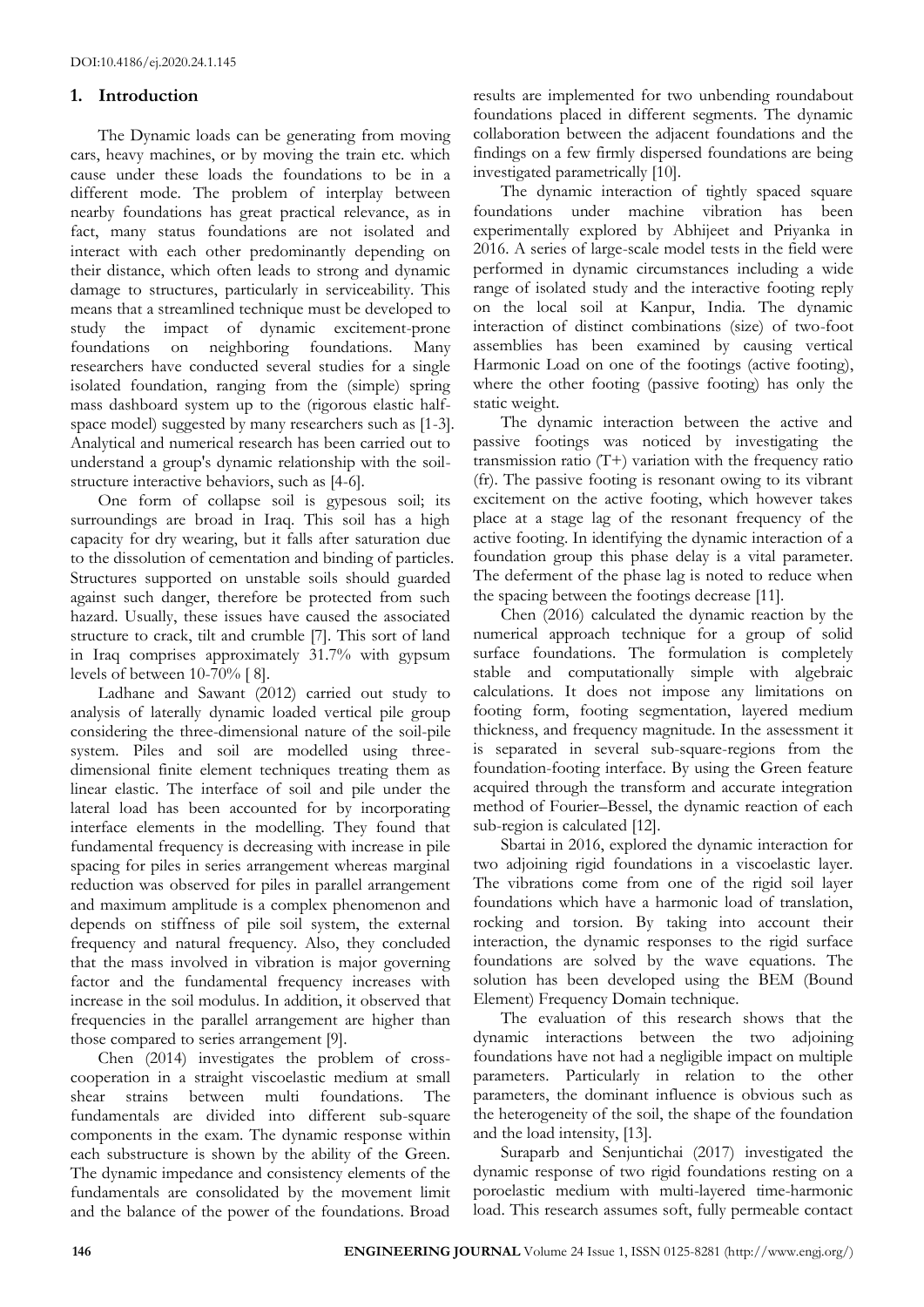## 1. Introduction

The Dynamic loads can be generating from moving cars, heavy machines, or by moving the train etc. which cause under these loads the foundations to be in a different mode. The problem of interplay between nearby foundations has great practical relevance, as in fact, many status foundations are not isolated and interact with each other predominantly depending on their distance, which often leads to strong and dynamic damage to structures, particularly in serviceability. This means that a streamlined technique must be developed to study the impact of dynamic excitement-prone foundations on neighboring foundations. Many researchers have conducted several studies for a single isolated foundation, ranging from the (simple) spring mass dashboard system up to the (rigorous elastic half-space model) suggested by many researchers such as [1-3]. Analytical and numerical research has been carried out to understand a group's dynamic relationship with the soil-structure interactive behaviors, such as [4-6].

One form of collapse soil is gypesous soil; its surroundings are broad in Iraq. This soil has a high capacity for dry wearing, but it falls after saturation due to the dissolution of cementation and binding of particles. Structures supported on unstable soils should guarded against such danger, therefore be protected from such hazard. Usually, these issues have caused the associated structure to crack, tilt and crumble [7]. This sort of land in Iraq comprises approximately 31.7% with gypsum levels of between 10-70% [ 8].

Ladhane and Sawant (2012) carried out study to analysis of laterally dynamic loaded vertical pile group considering the three-dimensional nature of the soil-pile system. Piles and soil are modelled using three-dimensional finite element techniques treating them as linear elastic. The interface of soil and pile under the lateral load has been accounted for by incorporating interface elements in the modelling. They found that fundamental frequency is decreasing with increase in pile spacing for piles in series arrangement whereas marginal reduction was observed for piles in parallel arrangement and maximum amplitude is a complex phenomenon and depends on stiffness of pile soil system, the external frequency and natural frequency. Also, they concluded that the mass involved in vibration is major governing factor and the fundamental frequency increases with increase in the soil modulus. In addition, it observed that frequencies in the parallel arrangement are higher than those compared to series arrangement [9].

Chen (2014) investigates the problem of cross-cooperation in a straight viscoelastic medium at small shear strains between multi foundations. The fundamentals are divided into different sub-square components in the exam. The dynamic response within each substructure is shown by the ability of the Green. The dynamic impedance and consistency elements of the fundamentals are consolidated by the movement limit and the balance of the power of the foundations. Broad results are implemented for two unbending roundabout foundations placed in different segments. The dynamic collaboration between the adjacent foundations and the findings on a few firmly dispersed foundations are being investigated parametrically [10].

The dynamic interaction of tightly spaced square foundations under machine vibration has been experimentally explored by Abhijeet and Priyanka in 2016. A series of large-scale model tests in the field were performed in dynamic circumstances including a wide range of isolated study and the interactive footing reply on the local soil at Kanpur, India. The dynamic interaction of distinct combinations (size) of two-foot assemblies has been examined by causing vertical Harmonic Load on one of the footings (active footing), where the other footing (passive footing) has only the static weight.

The dynamic interaction between the active and passive footings was noticed by investigating the transmission ratio (T+) variation with the frequency ratio (fr). The passive footing is resonant owing to its vibrant excitement on the active footing, which however takes place at a stage lag of the resonant frequency of the active footing. In identifying the dynamic interaction of a foundation group this phase delay is a vital parameter. The deferment of the phase lag is noted to reduce when the spacing between the footings decrease [11].

Chen (2016) calculated the dynamic reaction by the numerical approach technique for a group of solid surface foundations. The formulation is completely stable and computationally simple with algebraic calculations. It does not impose any limitations on footing form, footing segmentation, layered medium thickness, and frequency magnitude. In the assessment it is separated in several sub-square-regions from the foundation-footing interface. By using the Green feature acquired through the transform and accurate integration method of Fourier–Bessel, the dynamic reaction of each sub-region is calculated [12].

Sbartai in 2016, explored the dynamic interaction for two adjoining rigid foundations in a viscoelastic layer. The vibrations come from one of the rigid soil layer foundations which have a harmonic load of translation, rocking and torsion. By taking into account their interaction, the dynamic responses to the rigid surface foundations are solved by the wave equations. The solution has been developed using the BEM (Bound Element) Frequency Domain technique.

The evaluation of this research shows that the dynamic interactions between the two adjoining foundations have not had a negligible impact on multiple parameters. Particularly in relation to the other parameters, the dominant influence is obvious such as the heterogeneity of the soil, the shape of the foundation and the load intensity, [13].

Suraparb and Senjuntichai (2017) investigated the dynamic response of two rigid foundations resting on a poroelastic medium with multi-layered time-harmonic load. This research assumes soft, fully permeable contact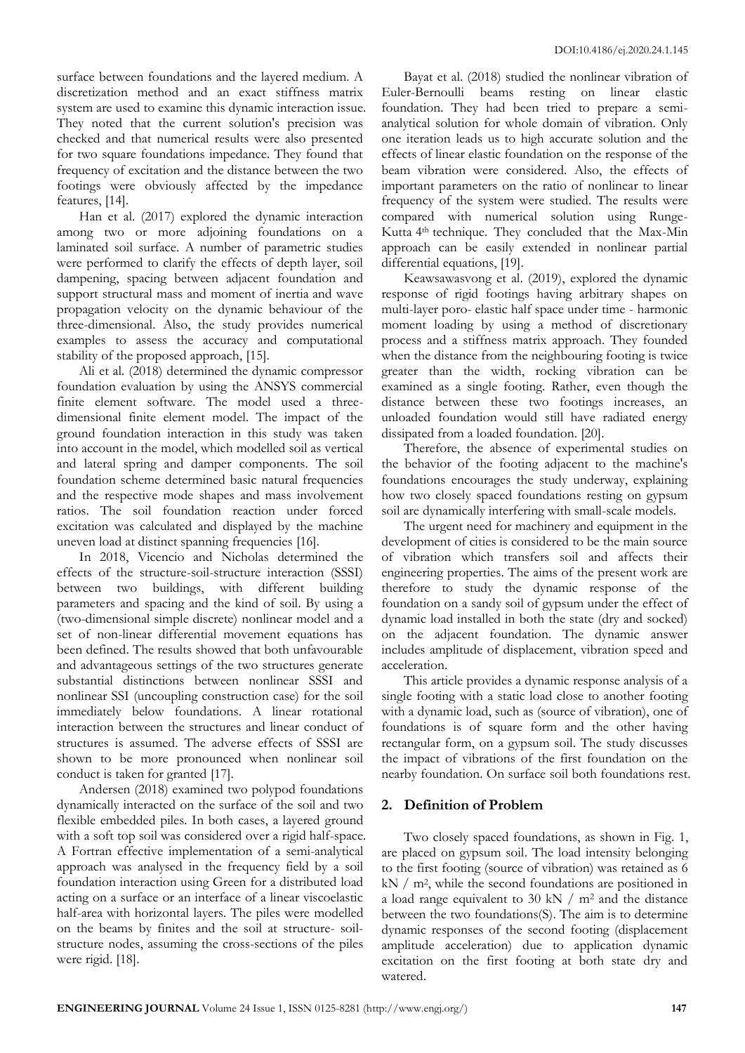surface between foundations and the layered medium. A discretization method and an exact stiffness matrix system are used to examine this dynamic interaction issue. They noted that the current solution's precision was checked and that numerical results were also presented for two square foundations impedance. They found that frequency of excitation and the distance between the two footings were obviously affected by the impedance features, [14].

Han et al. (2017) explored the dynamic interaction among two or more adjoining foundations on a laminated soil surface. A number of parametric studies were performed to clarify the effects of depth layer, soil dampening, spacing between adjacent foundation and support structural mass and moment of inertia and wave propagation velocity on the dynamic behaviour of the three-dimensional. Also, the study provides numerical examples to assess the accuracy and computational stability of the proposed approach, [15].

Ali et al. (2018) determined the dynamic compressor foundation evaluation by using the ANSYS commercial finite element software. The model used a three-dimensional finite element model. The impact of the ground foundation interaction in this study was taken into account in the model, which modelled soil as vertical and lateral spring and damper components. The soil foundation scheme determined basic natural frequencies and the respective mode shapes and mass involvement ratios. The soil foundation reaction under forced excitation was calculated and displayed by the machine uneven load at distinct spanning frequencies [16].

In 2018, Vicencio and Nicholas determined the effects of the structure-soil-structure interaction (SSSI) between two buildings, with different building parameters and spacing and the kind of soil. By using a (two-dimensional simple discrete) nonlinear model and a set of non-linear differential movement equations has been defined. The results showed that both unfavourable and advantageous settings of the two structures generate substantial distinctions between nonlinear SSSI and nonlinear SSI (uncoupling construction case) for the soil immediately below foundations. A linear rotational interaction between the structures and linear conduct of structures is assumed. The adverse effects of SSSI are shown to be more pronounced when nonlinear soil conduct is taken for granted [17].

Andersen (2018) examined two polypod foundations dynamically interacted on the surface of the soil and two flexible embedded piles. In both cases, a layered ground with a soft top soil was considered over a rigid half-space. A Fortran effective implementation of a semi-analytical approach was analysed in the frequency field by a soil foundation interaction using Green for a distributed load acting on a surface or an interface of a linear viscoelastic half-area with horizontal layers. The piles were modelled on the beams by finites and the soil at structure- soil-structure nodes, assuming the cross-sections of the piles were rigid. [18].

Bayat et al. (2018) studied the nonlinear vibration of Euler-Bernoulli beams resting on linear elastic foundation. They had been tried to prepare a semi-analytical solution for whole domain of vibration. Only one iteration leads us to high accurate solution and the effects of linear elastic foundation on the response of the beam vibration were considered. Also, the effects of important parameters on the ratio of nonlinear to linear frequency of the system were studied. The results were compared with numerical solution using Runge-Kutta 4th technique. They concluded that the Max-Min approach can be easily extended in nonlinear partial differential equations, [19].

Keawsawasvong et al. (2019), explored the dynamic response of rigid footings having arbitrary shapes on multi-layer poro- elastic half space under time - harmonic moment loading by using a method of discretionary process and a stiffness matrix approach. They founded when the distance from the neighbouring footing is twice greater than the width, rocking vibration can be examined as a single footing. Rather, even though the distance between these two footings increases, an unloaded foundation would still have radiated energy dissipated from a loaded foundation. [20].

Therefore, the absence of experimental studies on the behavior of the footing adjacent to the machine's foundations encourages the study underway, explaining how two closely spaced foundations resting on gypsum soil are dynamically interfering with small-scale models.

The urgent need for machinery and equipment in the development of cities is considered to be the main source of vibration which transfers soil and affects their engineering properties. The aims of the present work are therefore to study the dynamic response of the foundation on a sandy soil of gypsum under the effect of dynamic load installed in both the state (dry and socked) on the adjacent foundation. The dynamic answer includes amplitude of displacement, vibration speed and acceleration.

This article provides a dynamic response analysis of a single footing with a static load close to another footing with a dynamic load, such as (source of vibration), one of foundations is of square form and the other having rectangular form, on a gypsum soil. The study discusses the impact of vibrations of the first foundation on the nearby foundation. On surface soil both foundations rest.

## 2. Definition of Problem

Two closely spaced foundations, as shown in Fig. 1, are placed on gypsum soil. The load intensity belonging to the first footing (source of vibration) was retained as 6 $kN / m^2$, while the second foundations are positioned in a load range equivalent to 30 $kN / m^2$ and the distance between the two foundations(S). The aim is to determine dynamic responses of the second footing (displacement amplitude acceleration) due to application dynamic excitation on the first footing at both state dry and watered.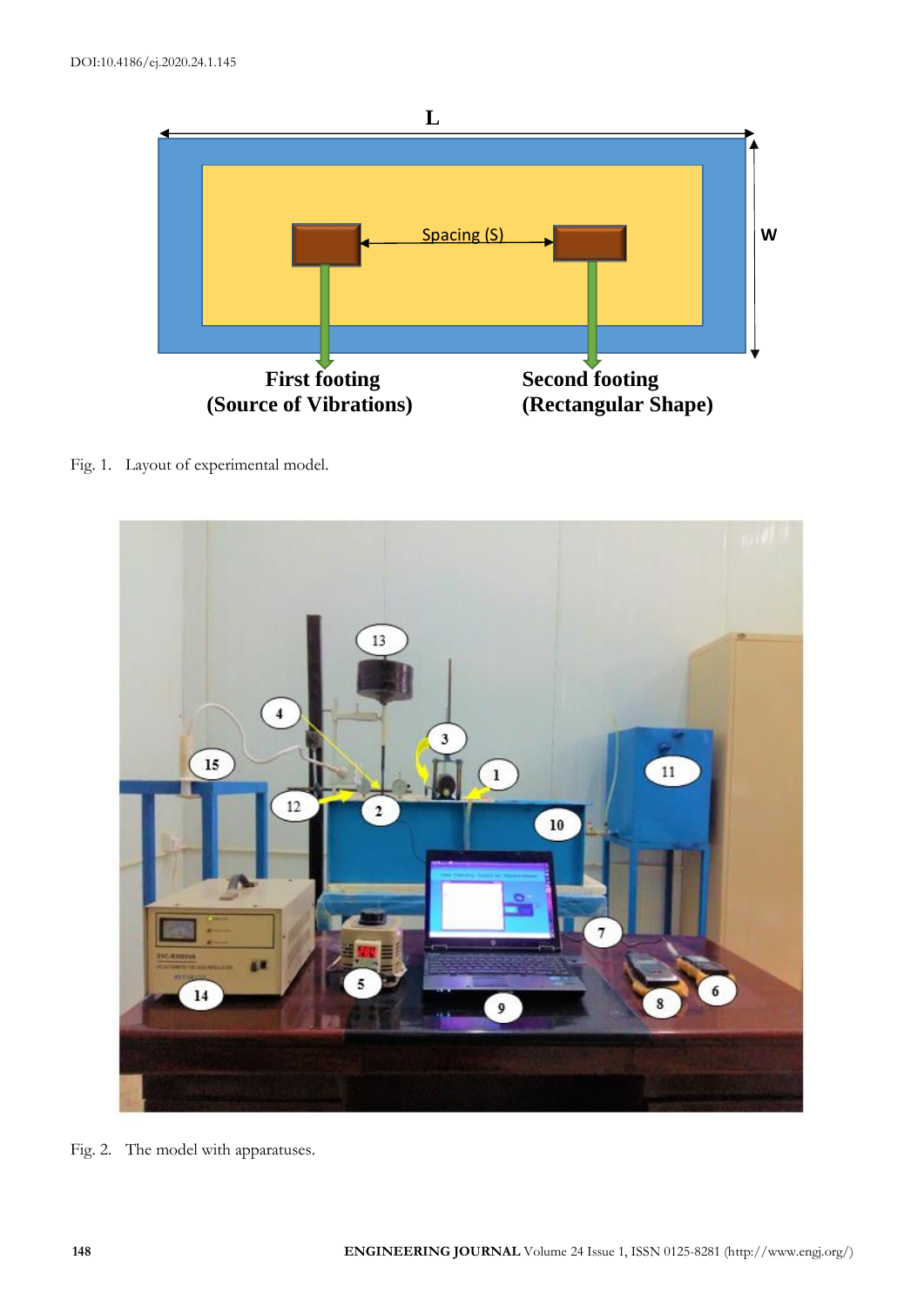Fig. 1. Layout of experimental model.

Fig. 2. The model with apparatuses.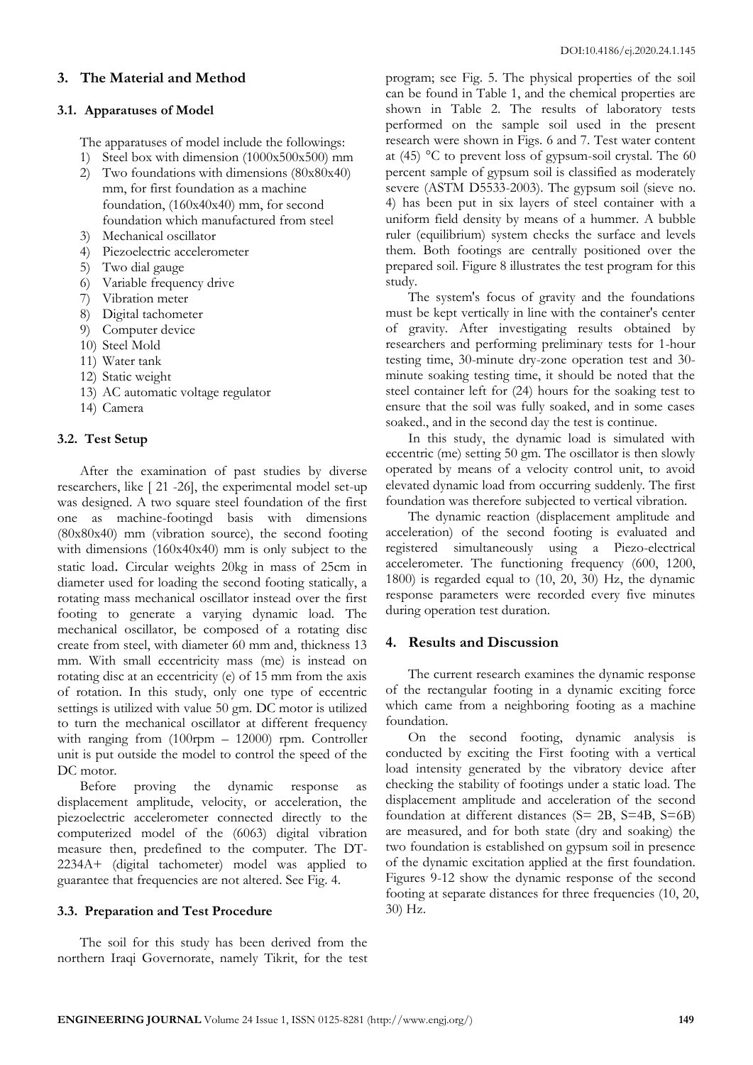## 3. The Material and Method

### 3.1. Apparatuses of Model

The apparatuses of model include the followings:

1) Steel box with dimension (1000x500x500) mm
2) Two foundations with dimensions (80x80x40) mm, for first foundation as a machine foundation, (160x40x40) mm, for second foundation which manufactured from steel
3) Mechanical oscillator
4) Piezoelectric accelerometer
5) Two dial gauge
6) Variable frequency drive
7) Vibration meter
8) Digital tachometer
9) Computer device
10) Steel Mold
11) Water tank
12) Static weight
13) AC automatic voltage regulator
14) Camera

### 3.2. Test Setup

After the examination of past studies by diverse researchers, like [ 21 -26], the experimental model set-up was designed. A two square steel foundation of the first one as machine-footingd basis with dimensions (80x80x40) mm (vibration source), the second footing with dimensions (160x40x40) mm is only subject to the static load. Circular weights 20kg in mass of 25cm in diameter used for loading the second footing statically, a rotating mass mechanical oscillator instead over the first footing to generate a varying dynamic load. The mechanical oscillator, be composed of a rotating disc create from steel, with diameter 60 mm and, thickness 13 mm. With small eccentricity mass (me) is instead on rotating disc at an eccentricity (e) of 15 mm from the axis of rotation. In this study, only one type of eccentric settings is utilized with value 50 gm. DC motor is utilized to turn the mechanical oscillator at different frequency with ranging from (100rpm – 12000) rpm. Controller unit is put outside the model to control the speed of the DC motor.

Before proving the dynamic response as displacement amplitude, velocity, or acceleration, the piezoelectric accelerometer connected directly to the computerized model of the (6063) digital vibration measure then, predefined to the computer. The DT-2234A+ (digital tachometer) model was applied to guarantee that frequencies are not altered. See Fig. 4.

### 3.3. Preparation and Test Procedure

The soil for this study has been derived from the northern Iraqi Governorate, namely Tikrit, for the test program; see Fig. 5. The physical properties of the soil can be found in Table 1, and the chemical properties are shown in Table 2. The results of laboratory tests performed on the sample soil used in the present research were shown in Figs. 6 and 7. Test water content at (45) °C to prevent loss of gypsum-soil crystal. The 60 percent sample of gypsum soil is classified as moderately severe (ASTM D5533-2003). The gypsum soil (sieve no. 4) has been put in six layers of steel container with a uniform field density by means of a hummer. A bubble ruler (equilibrium) system checks the surface and levels them. Both footings are centrally positioned over the prepared soil. Figure 8 illustrates the test program for this study.

The system's focus of gravity and the foundations must be kept vertically in line with the container's center of gravity. After investigating results obtained by researchers and performing preliminary tests for 1-hour testing time, 30-minute dry-zone operation test and 30-minute soaking testing time, it should be noted that the steel container left for (24) hours for the soaking test to ensure that the soil was fully soaked, and in some cases soaked., and in the second day the test is continue.

In this study, the dynamic load is simulated with eccentric (me) setting 50 gm. The oscillator is then slowly operated by means of a velocity control unit, to avoid elevated dynamic load from occurring suddenly. The first foundation was therefore subjected to vertical vibration.

The dynamic reaction (displacement amplitude and acceleration) of the second footing is evaluated and registered simultaneously using a Piezo-electrical accelerometer. The functioning frequency (600, 1200, 1800) is regarded equal to (10, 20, 30) Hz, the dynamic response parameters were recorded every five minutes during operation test duration.

## 4. Results and Discussion

The current research examines the dynamic response of the rectangular footing in a dynamic exciting force which came from a neighboring footing as a machine foundation.

On the second footing, dynamic analysis is conducted by exciting the First footing with a vertical load intensity generated by the vibratory device after checking the stability of footings under a static load. The displacement amplitude and acceleration of the second foundation at different distances (S= 2B, S=4B, S=6B) are measured, and for both state (dry and soaking) the two foundation is established on gypsum soil in presence of the dynamic excitation applied at the first foundation. Figures 9-12 show the dynamic response of the second footing at separate distances for three frequencies (10, 20, 30) Hz.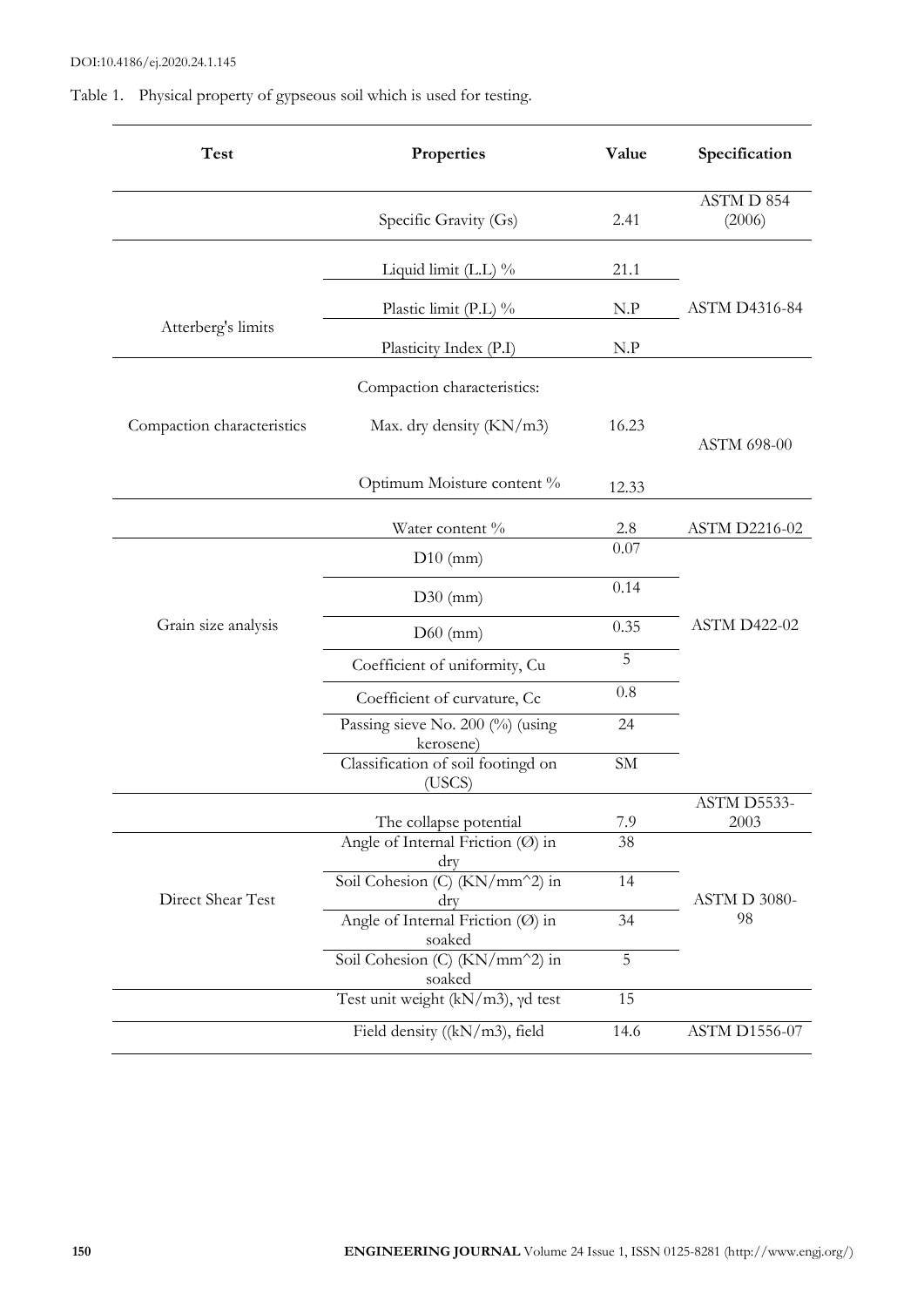Table 1. Physical property of gypseous soil which is used for testing.

| Test | Properties | Value | Specification |
|---|---|---|---|
| | Specific Gravity (Gs) | 2.41 | ASTM D 854 (2006) |
| Atterberg's limits | Liquid limit (L.L) % | 21.1 | ASTM D4316-84 |
| | Plastic limit (P.L) % | N.P | |
| | Plasticity Index (P.I) | N.P | |
| Compaction characteristics | Compaction characteristics: | | ASTM 698-00 |
| | Max. dry density (KN/m3) | 16.23 | |
| | Optimum Moisture content % | 12.33 | |
| | Water content % | 2.8 | ASTM D2216-02 |
| Grain size analysis | D10 (mm) | 0.07 | ASTM D422-02 |
| | D30 (mm) | 0.14 | |
| | D60 (mm) | 0.35 | |
| | Coefficient of uniformity, Cu | 5 | |
| | Coefficient of curvature, Cc | 0.8 | |
| | Passing sieve No. 200 (%) (using kerosene) | 24 | |
| | Classification of soil footingd on (USCS) | SM | |
| | The collapse potential | 7.9 | ASTM D5533-2003 |
| Direct Shear Test | Angle of Internal Friction (Ø) in dry | 38 | ASTM D 3080-98 |
| | Soil Cohesion (C) (KN/mm^2) in dry | 14 | |
| | Angle of Internal Friction (Ø) in soaked | 34 | |
| | Soil Cohesion (C) (KN/mm^2) in soaked | 5 | |
| | Test unit weight (kN/m3), γd test | 15 | |
| | Field density ((kN/m3), field | 14.6 | ASTM D1556-07 |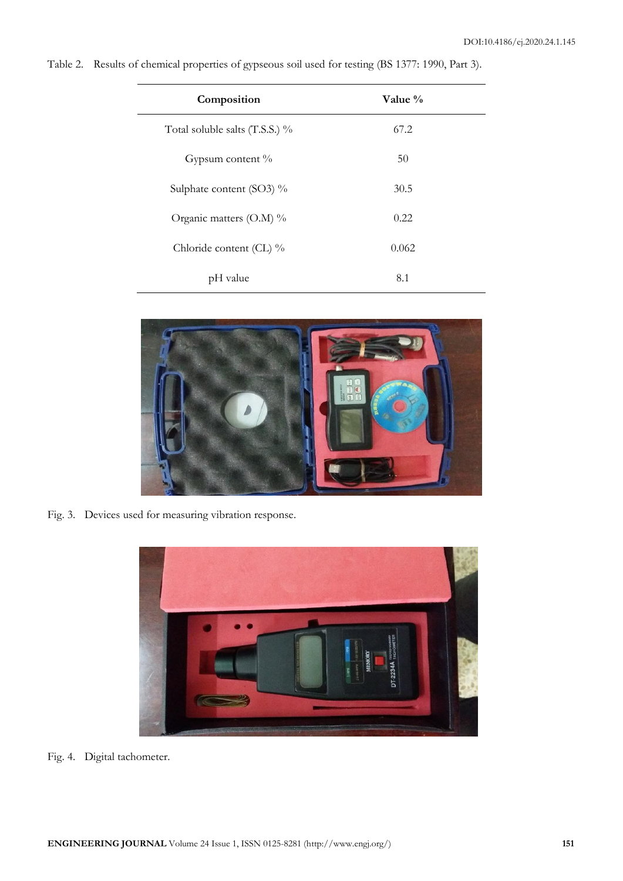Table 2. Results of chemical properties of gypseous soil used for testing (BS 1377: 1990, Part 3).

| Composition | Value % |
|---|---|
| Total soluble salts (T.S.S.) % | 67.2 |
| Gypsum content % | 50 |
| Sulphate content ($SO_3$) % | 30.5 |
| Organic matters (O.M) % | 0.22 |
| Chloride content (CL) % | 0.062 |
| pH value | 8.1 |

Fig. 3. Devices used for measuring vibration response.

Fig. 4. Digital tachometer.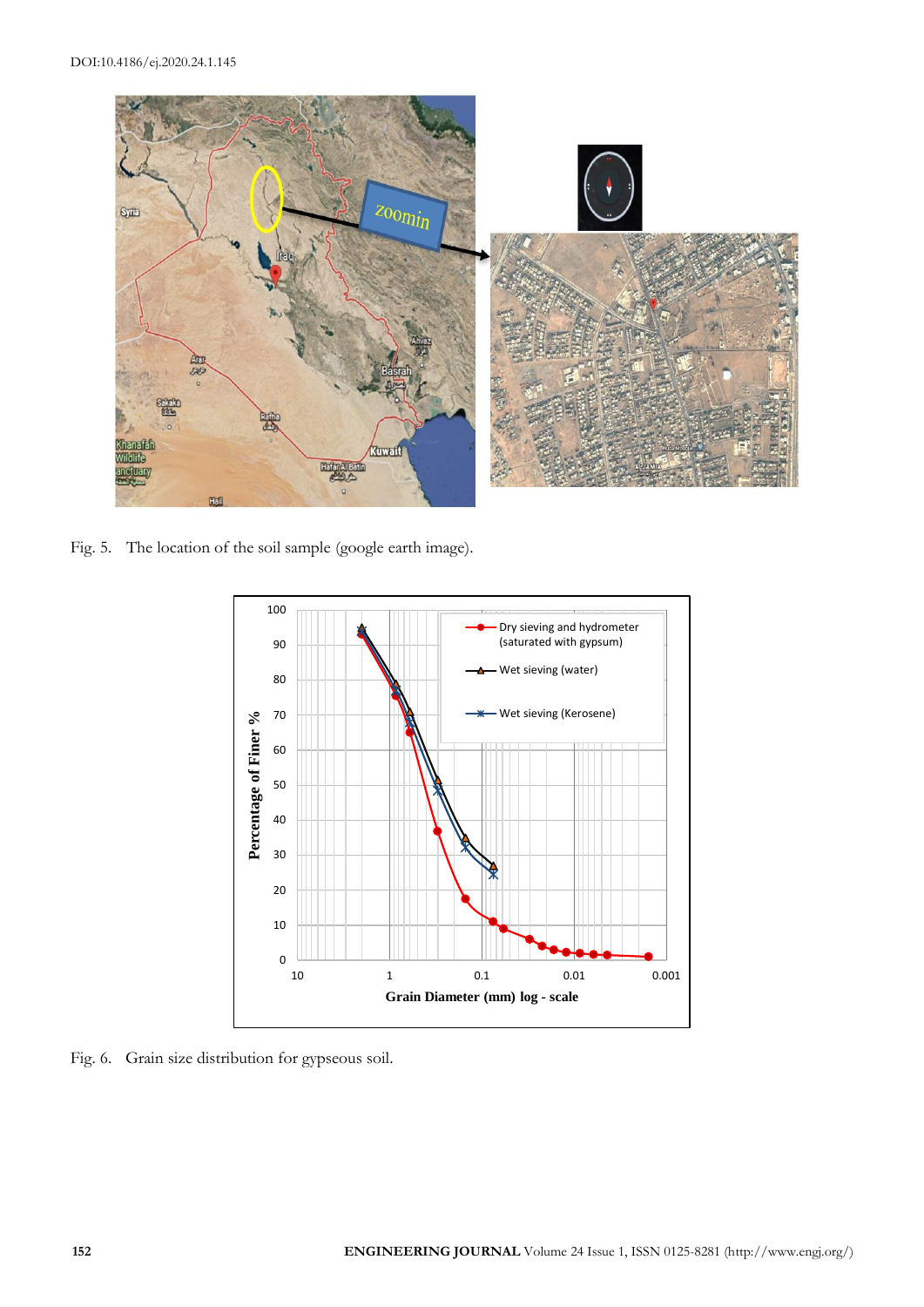DOI:10.4186/ej.2020.24.1.145

Fig. 5. The location of the soil sample (google earth image).

Fig. 6. Grain size distribution for gypseous soil.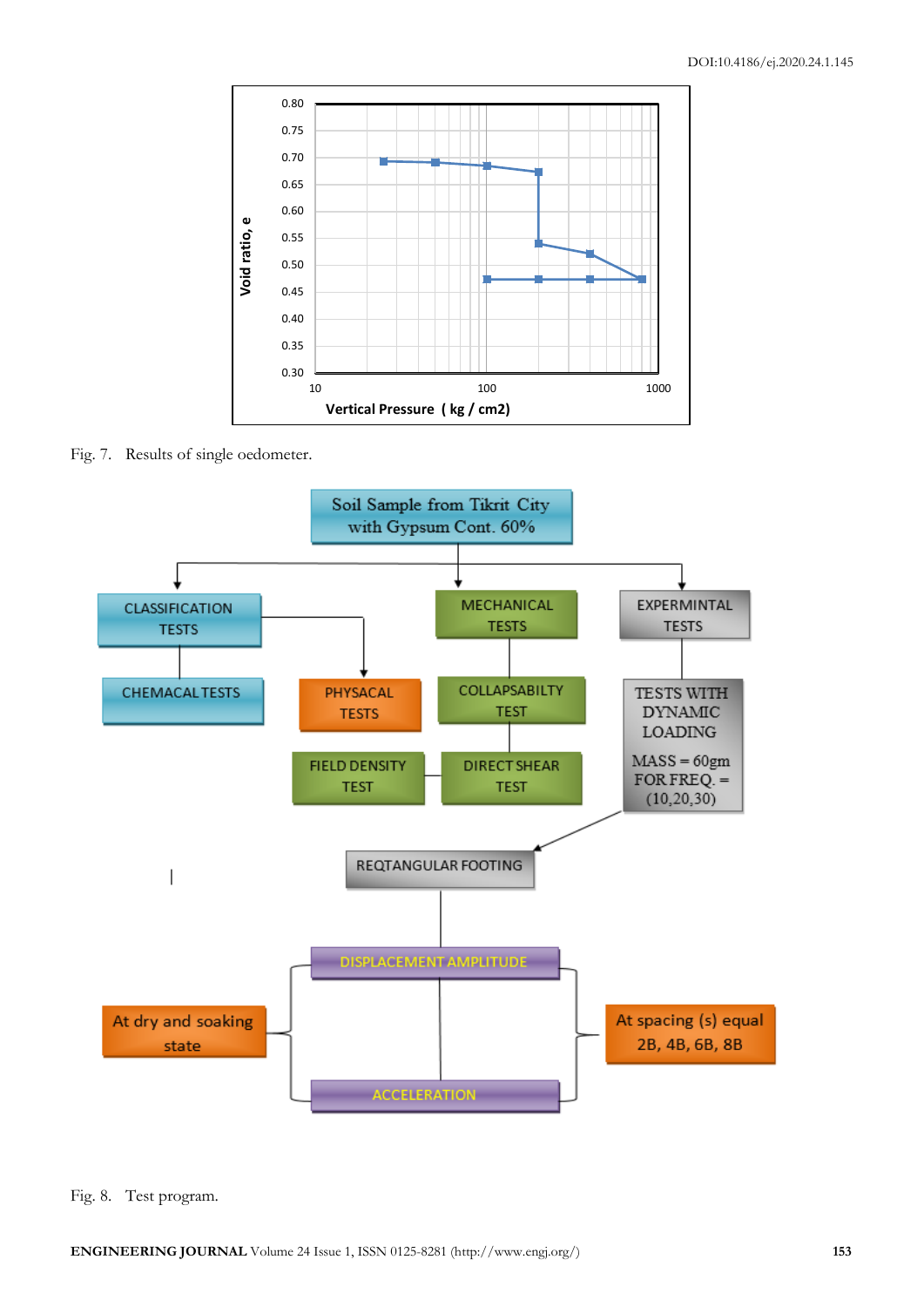Fig. 7. Results of single oedometer.

Fig. 8. Test program.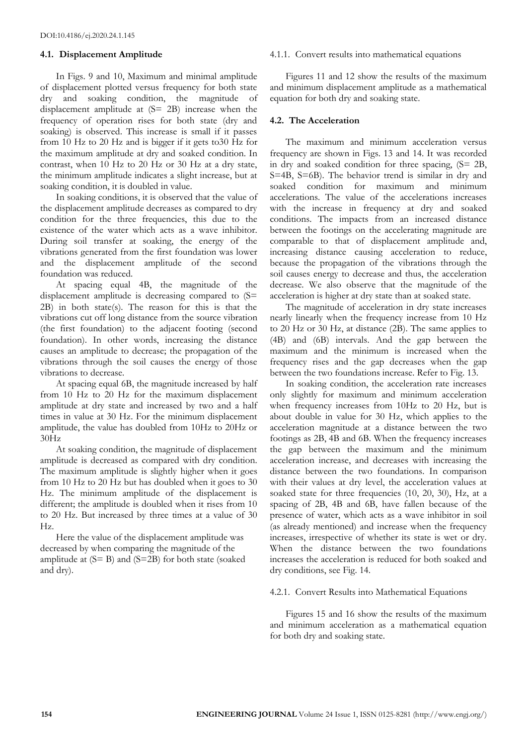### 4.1. Displacement Amplitude

In Figs. 9 and 10, Maximum and minimal amplitude of displacement plotted versus frequency for both state dry and soaking condition, the magnitude of displacement amplitude at (S= 2B) increase when the frequency of operation rises for both state (dry and soaking) is observed. This increase is small if it passes from 10 Hz to 20 Hz and is bigger if it gets to30 Hz for the maximum amplitude at dry and soaked condition. In contrast, when 10 Hz to 20 Hz or 30 Hz at a dry state, the minimum amplitude indicates a slight increase, but at soaking condition, it is doubled in value.

In soaking conditions, it is observed that the value of the displacement amplitude decreases as compared to dry condition for the three frequencies, this due to the existence of the water which acts as a wave inhibitor. During soil transfer at soaking, the energy of the vibrations generated from the first foundation was lower and the displacement amplitude of the second foundation was reduced.

At spacing equal 4B, the magnitude of the displacement amplitude is decreasing compared to (S= 2B) in both state(s). The reason for this is that the vibrations cut off long distance from the source vibration (the first foundation) to the adjacent footing (second foundation). In other words, increasing the distance causes an amplitude to decrease; the propagation of the vibrations through the soil causes the energy of those vibrations to decrease.

At spacing equal 6B, the magnitude increased by half from 10 Hz to 20 Hz for the maximum displacement amplitude at dry state and increased by two and a half times in value at 30 Hz. For the minimum displacement amplitude, the value has doubled from 10Hz to 20Hz or 30Hz

At soaking condition, the magnitude of displacement amplitude is decreased as compared with dry condition. The maximum amplitude is slightly higher when it goes from 10 Hz to 20 Hz but has doubled when it goes to 30 Hz. The minimum amplitude of the displacement is different; the amplitude is doubled when it rises from 10 to 20 Hz. But increased by three times at a value of 30 Hz.

Here the value of the displacement amplitude was decreased by when comparing the magnitude of the amplitude at (S= B) and (S=2B) for both state (soaked and dry).

#### 4.1.1. Convert results into mathematical equations

Figures 11 and 12 show the results of the maximum and minimum displacement amplitude as a mathematical equation for both dry and soaking state.

### 4.2. The Acceleration

The maximum and minimum acceleration versus frequency are shown in Figs. 13 and 14. It was recorded in dry and soaked condition for three spacing, (S= 2B, S=4B, S=6B). The behavior trend is similar in dry and soaked condition for maximum and minimum accelerations. The value of the accelerations increases with the increase in frequency at dry and soaked conditions. The impacts from an increased distance between the footings on the accelerating magnitude are comparable to that of displacement amplitude and, increasing distance causing acceleration to reduce, because the propagation of the vibrations through the soil causes energy to decrease and thus, the acceleration decrease. We also observe that the magnitude of the acceleration is higher at dry state than at soaked state.

The magnitude of acceleration in dry state increases nearly linearly when the frequency increase from 10 Hz to 20 Hz or 30 Hz, at distance (2B). The same applies to (4B) and (6B) intervals. And the gap between the maximum and the minimum is increased when the frequency rises and the gap decreases when the gap between the two foundations increase. Refer to Fig. 13.

In soaking condition, the acceleration rate increases only slightly for maximum and minimum acceleration when frequency increases from 10Hz to 20 Hz, but is about double in value for 30 Hz, which applies to the acceleration magnitude at a distance between the two footings as 2B, 4B and 6B. When the frequency increases the gap between the maximum and the minimum acceleration increase, and decreases with increasing the distance between the two foundations. In comparison with their values at dry level, the acceleration values at soaked state for three frequencies (10, 20, 30), Hz, at a spacing of 2B, 4B and 6B, have fallen because of the presence of water, which acts as a wave inhibitor in soil (as already mentioned) and increase when the frequency increases, irrespective of whether its state is wet or dry. When the distance between the two foundations increases the acceleration is reduced for both soaked and dry conditions, see Fig. 14.

#### 4.2.1. Convert Results into Mathematical Equations

Figures 15 and 16 show the results of the maximum and minimum acceleration as a mathematical equation for both dry and soaking state.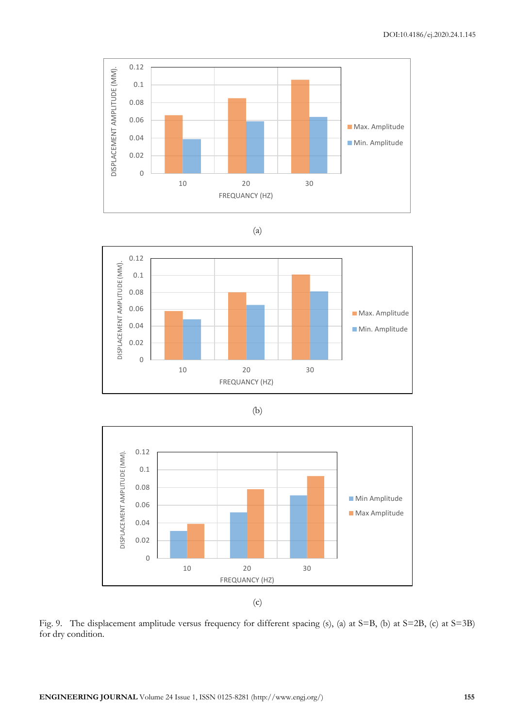(a)

(b)

(c)

Fig. 9. The displacement amplitude versus frequency for different spacing (s), (a) at S=B, (b) at S=2B, (c) at S=3B) for dry condition.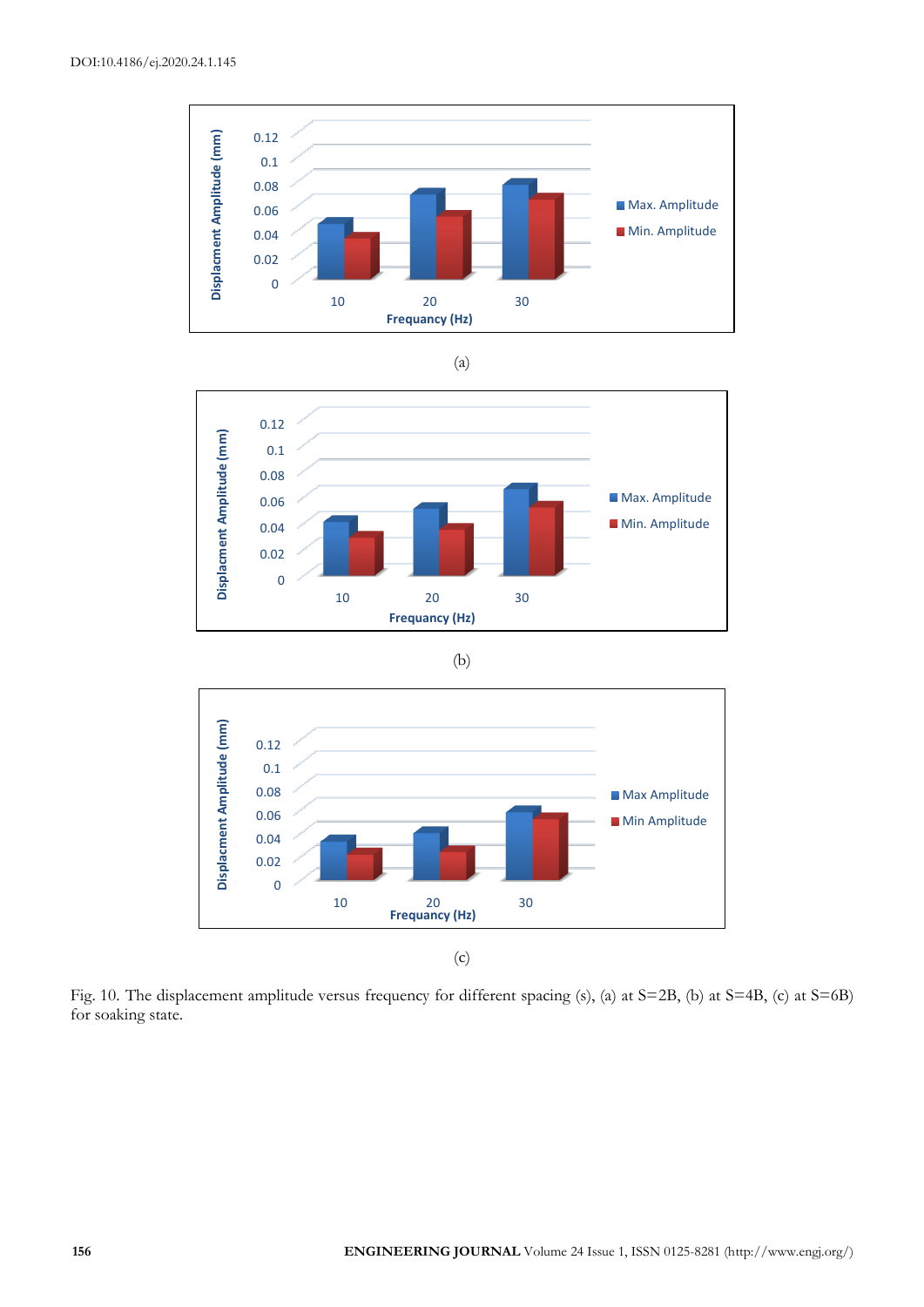(a)

(b)

(c)

Fig. 10. The displacement amplitude versus frequency for different spacing (s), (a) at S=2B, (b) at S=4B, (c) at S=6B) for soaking state.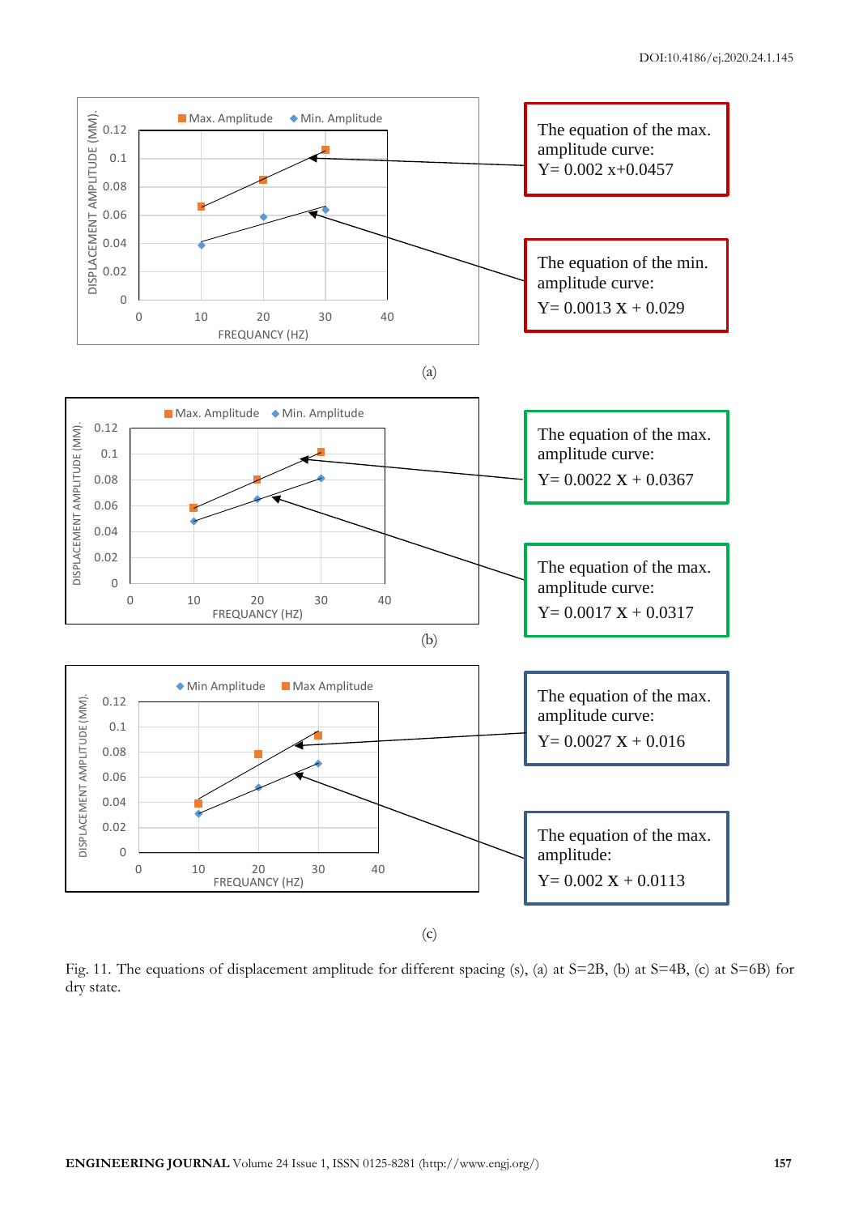The equation of the max. amplitude curve:
Y= 0.002 x+0.0457

The equation of the min. amplitude curve:
Y= 0.0013 X + 0.029

(a)

The equation of the max. amplitude curve:
Y= 0.0022 X + 0.0367

The equation of the max. amplitude curve:
Y= 0.0017 X + 0.0317

(b)

The equation of the max. amplitude curve:
Y= 0.0027 X + 0.016

The equation of the max. amplitude:
Y= 0.002 X + 0.0113

(c)

Fig. 11. The equations of displacement amplitude for different spacing (s), (a) at S=2B, (b) at S=4B, (c) at S=6B) for dry state.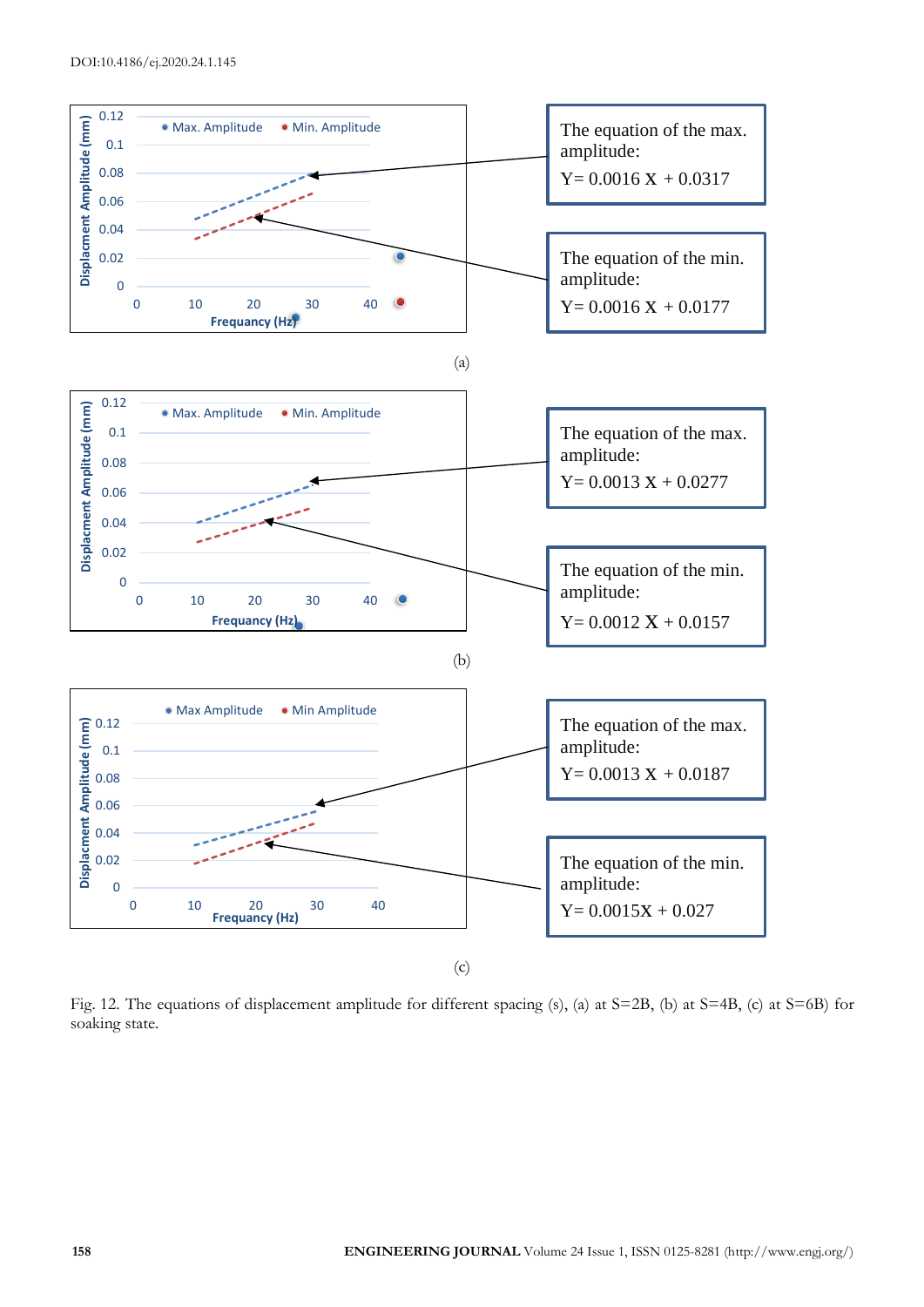The equation of the max. amplitude:

$Y = 0.0016\ X + 0.0317$

The equation of the min. amplitude:

$Y = 0.0016\ X + 0.0177$

(a)

The equation of the max. amplitude:

$Y = 0.0013\ X + 0.0277$

The equation of the min. amplitude:

$Y = 0.0012\ X + 0.0157$

(b)

The equation of the max. amplitude:

$Y = 0.0013\ X + 0.0187$

The equation of the min. amplitude:

$Y = 0.0015X + 0.027$

(c)

Fig. 12. The equations of displacement amplitude for different spacing (s), (a) at S=2B, (b) at S=4B, (c) at S=6B) for soaking state.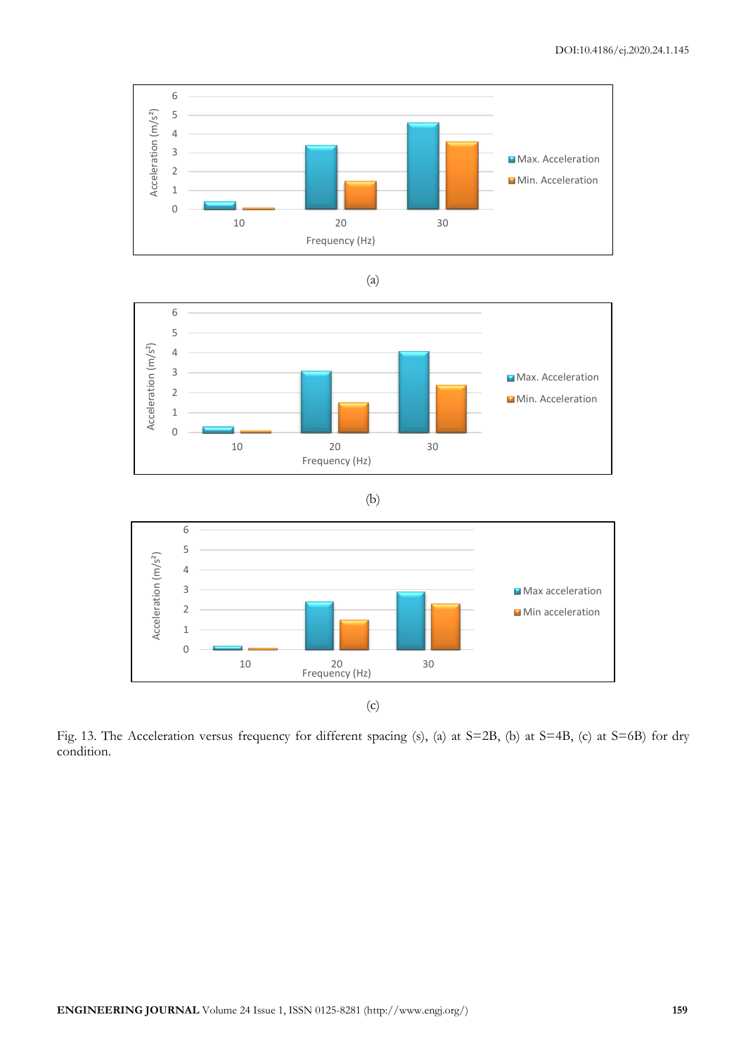(a)

(b)

(c)

Fig. 13. The Acceleration versus frequency for different spacing (s), (a) at S=2B, (b) at S=4B, (c) at S=6B) for dry condition.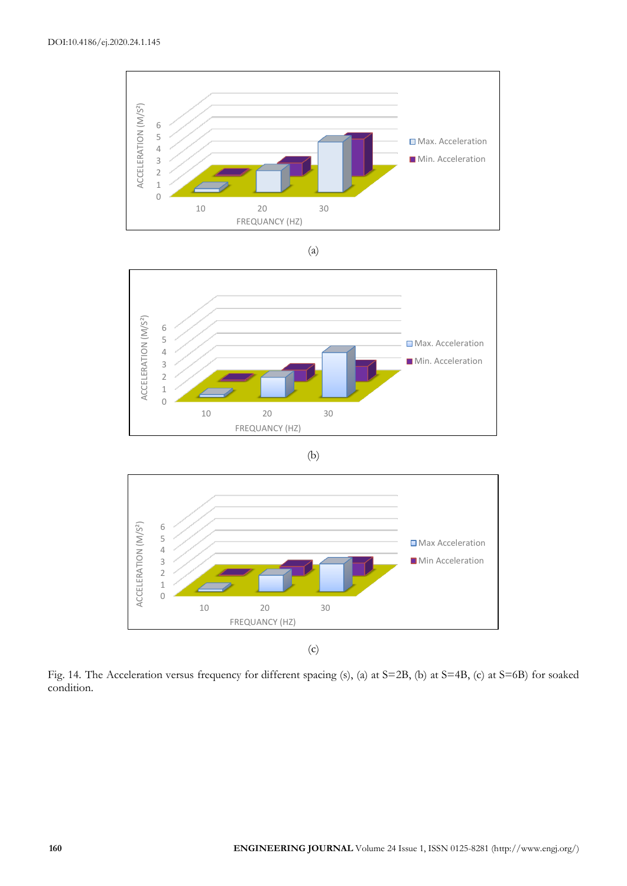(a)

(b)

(c)

Fig. 14. The Acceleration versus frequency for different spacing (s), (a) at S=2B, (b) at S=4B, (c) at S=6B) for soaked condition.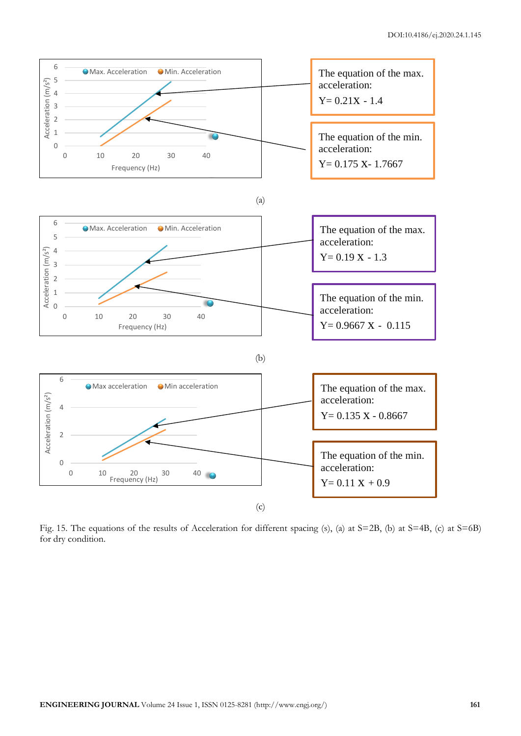The equation of the max. acceleration:

$Y = 0.21X - 1.4$

The equation of the min. acceleration:

$Y = 0.175X - 1.7667$

(a)

The equation of the max. acceleration:

$Y = 0.19X - 1.3$

The equation of the min. acceleration:

$Y = 0.9667X - 0.115$

(b)

The equation of the max. acceleration:

$Y = 0.135X - 0.8667$

The equation of the min. acceleration:

$Y = 0.11X + 0.9$

(c)

Fig. 15. The equations of the results of Acceleration for different spacing (s), (a) at S=2B, (b) at S=4B, (c) at S=6B) for dry condition.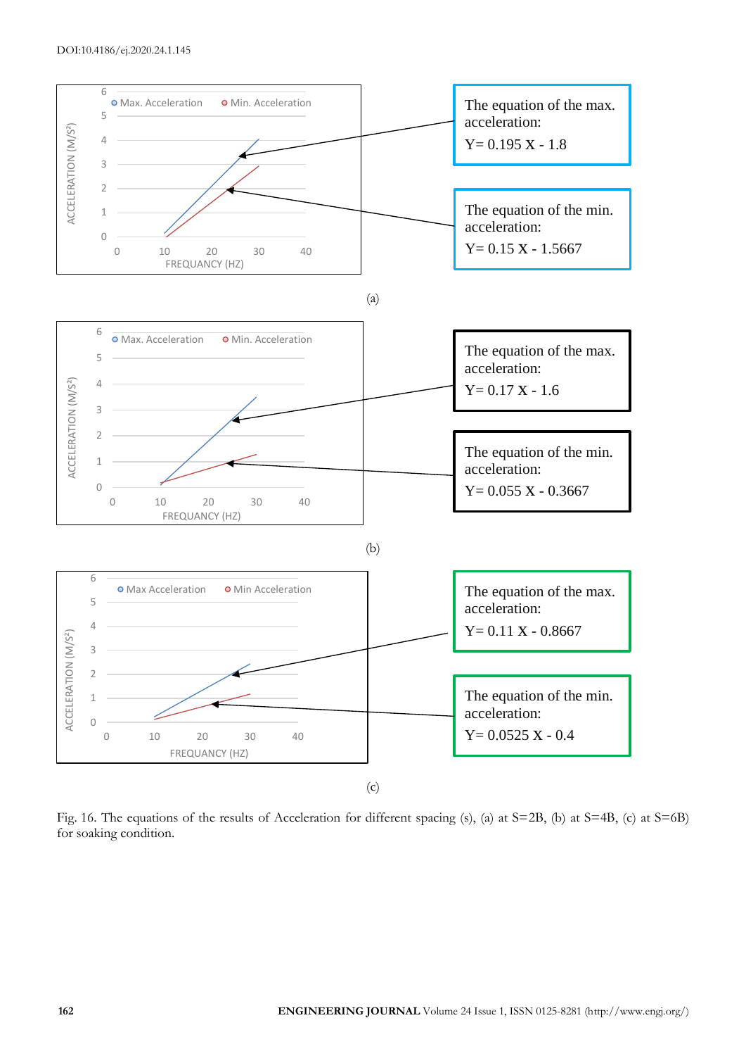The equation of the max. acceleration:

$Y = 0.195\ X - 1.8$

The equation of the min. acceleration:

$Y = 0.15\ X - 1.5667$

(a)

The equation of the max. acceleration:

$Y = 0.17\ X - 1.6$

The equation of the min. acceleration:

$Y = 0.055\ X - 0.3667$

(b)

The equation of the max. acceleration:

$Y = 0.11\ X - 0.8667$

The equation of the min. acceleration:

$Y = 0.0525\ X - 0.4$

(c)

Fig. 16. The equations of the results of Acceleration for different spacing (s), (a) at S=2B, (b) at S=4B, (c) at S=6B) for soaking condition.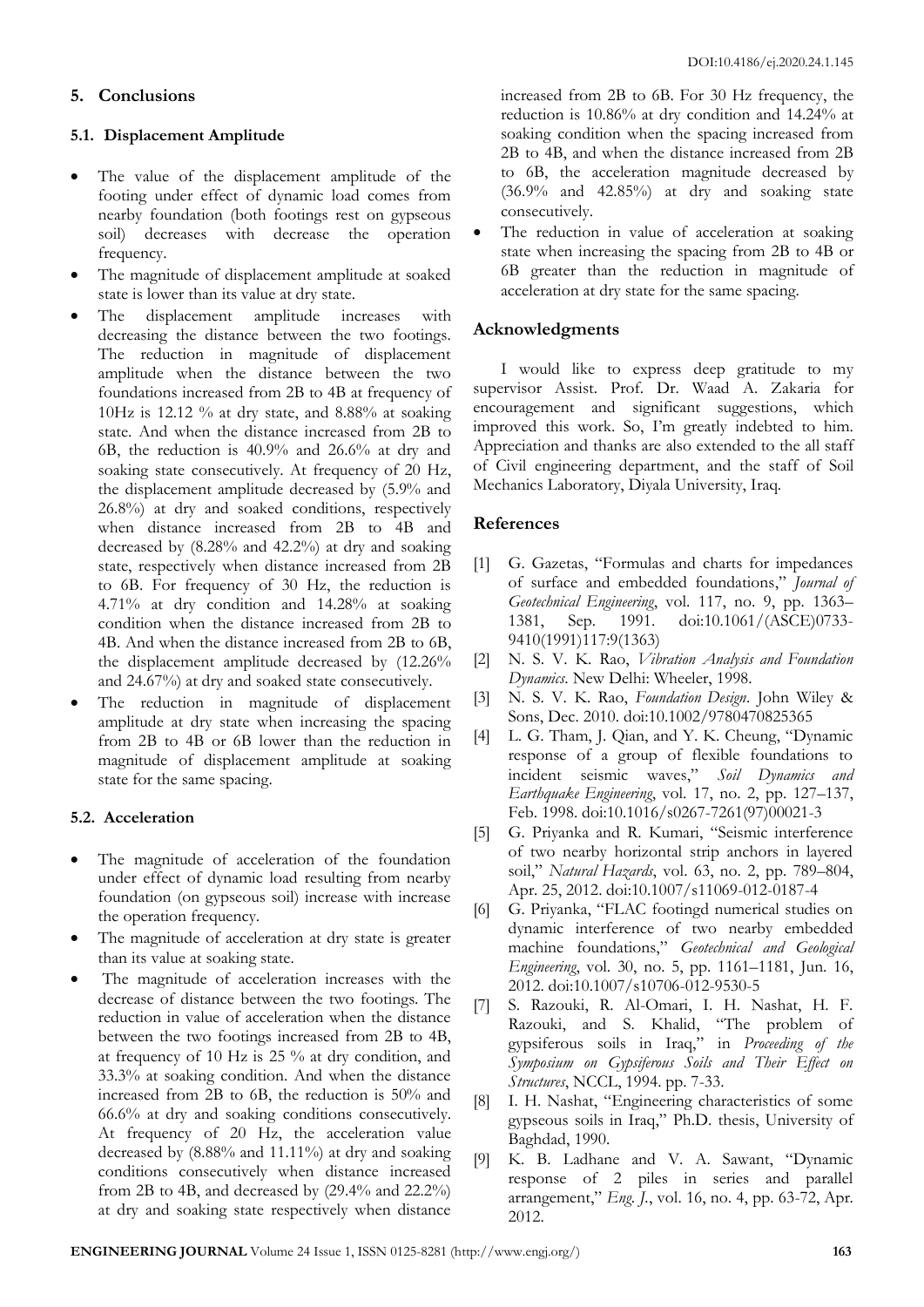## 5. Conclusions

### 5.1. Displacement Amplitude

- The value of the displacement amplitude of the footing under effect of dynamic load comes from nearby foundation (both footings rest on gypseous soil) decreases with decrease the operation frequency.
- The magnitude of displacement amplitude at soaked state is lower than its value at dry state.
- The displacement amplitude increases with decreasing the distance between the two footings. The reduction in magnitude of displacement amplitude when the distance between the two foundations increased from 2B to 4B at frequency of 10Hz is 12.12 % at dry state, and 8.88% at soaking state. And when the distance increased from 2B to 6B, the reduction is 40.9% and 26.6% at dry and soaking state consecutively. At frequency of 20 Hz, the displacement amplitude decreased by (5.9% and 26.8%) at dry and soaked conditions, respectively when distance increased from 2B to 4B and decreased by (8.28% and 42.2%) at dry and soaking state, respectively when distance increased from 2B to 6B. For frequency of 30 Hz, the reduction is 4.71% at dry condition and 14.28% at soaking condition when the distance increased from 2B to 4B. And when the distance increased from 2B to 6B, the displacement amplitude decreased by (12.26% and 24.67%) at dry and soaked state consecutively.
- The reduction in magnitude of displacement amplitude at dry state when increasing the spacing from 2B to 4B or 6B lower than the reduction in magnitude of displacement amplitude at soaking state for the same spacing.

### 5.2. Acceleration

- The magnitude of acceleration of the foundation under effect of dynamic load resulting from nearby foundation (on gypseous soil) increase with increase the operation frequency.
- The magnitude of acceleration at dry state is greater than its value at soaking state.
- The magnitude of acceleration increases with the decrease of distance between the two footings. The reduction in value of acceleration when the distance between the two footings increased from 2B to 4B, at frequency of 10 Hz is 25 % at dry condition, and 33.3% at soaking condition. And when the distance increased from 2B to 6B, the reduction is 50% and 66.6% at dry and soaking conditions consecutively. At frequency of 20 Hz, the acceleration value decreased by (8.88% and 11.11%) at dry and soaking conditions consecutively when distance increased from 2B to 4B, and decreased by (29.4% and 22.2%) at dry and soaking state respectively when distance increased from 2B to 6B. For 30 Hz frequency, the reduction is 10.86% at dry condition and 14.24% at soaking condition when the spacing increased from 2B to 4B, and when the distance increased from 2B to 6B, the acceleration magnitude decreased by (36.9% and 42.85%) at dry and soaking state consecutively.
- The reduction in value of acceleration at soaking state when increasing the spacing from 2B to 4B or 6B greater than the reduction in magnitude of acceleration at dry state for the same spacing.

## Acknowledgments

I would like to express deep gratitude to my supervisor Assist. Prof. Dr. Waad A. Zakaria for encouragement and significant suggestions, which improved this work. So, I'm greatly indebted to him. Appreciation and thanks are also extended to the all staff of Civil engineering department, and the staff of Soil Mechanics Laboratory, Diyala University, Iraq.

## References

[1] G. Gazetas, "Formulas and charts for impedances of surface and embedded foundations," *Journal of Geotechnical Engineering*, vol. 117, no. 9, pp. 1363–1381, Sep. 1991. doi:10.1061/(ASCE)0733-9410(1991)117:9(1363)

[2] N. S. V. K. Rao, *Vibration Analysis and Foundation Dynamics*. New Delhi: Wheeler, 1998.

[3] N. S. V. K. Rao, *Foundation Design*. John Wiley & Sons, Dec. 2010. doi:10.1002/9780470825365

[4] L. G. Tham, J. Qian, and Y. K. Cheung, "Dynamic response of a group of flexible foundations to incident seismic waves," *Soil Dynamics and Earthquake Engineering*, vol. 17, no. 2, pp. 127–137, Feb. 1998. doi:10.1016/s0267-7261(97)00021-3

[5] G. Priyanka and R. Kumari, "Seismic interference of two nearby horizontal strip anchors in layered soil," *Natural Hazards*, vol. 63, no. 2, pp. 789–804, Apr. 25, 2012. doi:10.1007/s11069-012-0187-4

[6] G. Priyanka, "FLAC footingd numerical studies on dynamic interference of two nearby embedded machine foundations," *Geotechnical and Geological Engineering*, vol. 30, no. 5, pp. 1161–1181, Jun. 16, 2012. doi:10.1007/s10706-012-9530-5

[7] S. Razouki, R. Al-Omari, I. H. Nashat, H. F. Razouki, and S. Khalid, "The problem of gypsiferous soils in Iraq," in *Proceeding of the Symposium on Gypsiferous Soils and Their Effect on Structures*, NCCL, 1994. pp. 7-33.

[8] I. H. Nashat, "Engineering characteristics of some gypseous soils in Iraq," Ph.D. thesis, University of Baghdad, 1990.

[9] K. B. Ladhane and V. A. Sawant, "Dynamic response of 2 piles in series and parallel arrangement," *Eng. J.*, vol. 16, no. 4, pp. 63-72, Apr. 2012.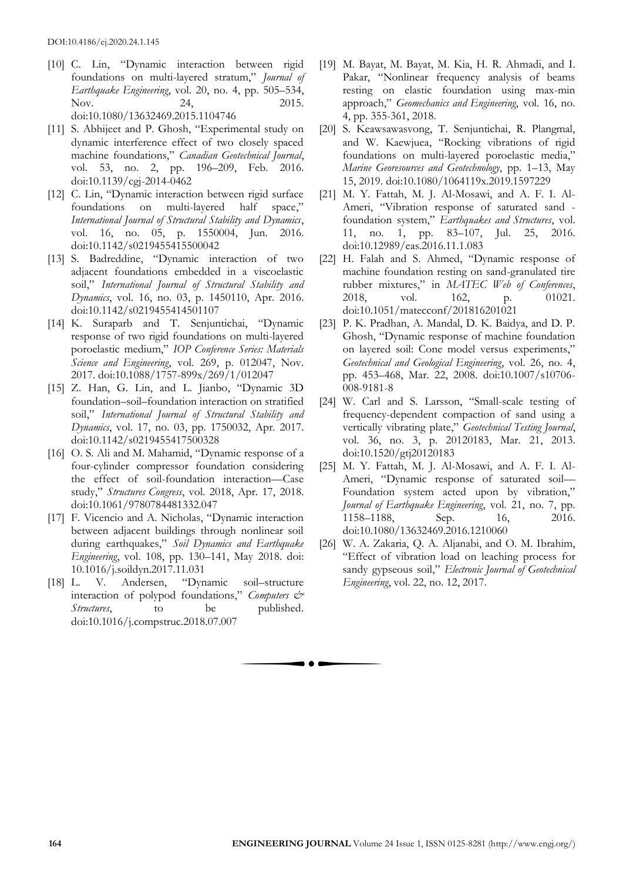[10] C. Lin, "Dynamic interaction between rigid foundations on multi-layered stratum," *Journal of Earthquake Engineering*, vol. 20, no. 4, pp. 505–534, Nov. 24, 2015. doi:10.1080/13632469.2015.1104746

[11] S. Abhijeet and P. Ghosh, "Experimental study on dynamic interference effect of two closely spaced machine foundations," *Canadian Geotechnical Journal*, vol. 53, no. 2, pp. 196–209, Feb. 2016. doi:10.1139/cgj-2014-0462

[12] C. Lin, "Dynamic interaction between rigid surface foundations on multi-layered half space," *International Journal of Structural Stability and Dynamics*, vol. 16, no. 05, p. 1550004, Jun. 2016. doi:10.1142/s0219455415500042

[13] S. Badreddine, "Dynamic interaction of two adjacent foundations embedded in a viscoelastic soil," *International Journal of Structural Stability and Dynamics*, vol. 16, no. 03, p. 1450110, Apr. 2016. doi:10.1142/s0219455414501107

[14] K. Suraparb and T. Senjuntichai, "Dynamic response of two rigid foundations on multi-layered poroelastic medium," *IOP Conference Series: Materials Science and Engineering*, vol. 269, p. 012047, Nov. 2017. doi:10.1088/1757-899x/269/1/012047

[15] Z. Han, G. Lin, and L. Jianbo, "Dynamic 3D foundation–soil–foundation interaction on stratified soil," *International Journal of Structural Stability and Dynamics*, vol. 17, no. 03, pp. 1750032, Apr. 2017. doi:10.1142/s0219455417500328

[16] O. S. Ali and M. Mahamid, "Dynamic response of a four-cylinder compressor foundation considering the effect of soil-foundation interaction—Case study," *Structures Congress*, vol. 2018, Apr. 17, 2018. doi:10.1061/9780784481332.047

[17] F. Vicencio and A. Nicholas, "Dynamic interaction between adjacent buildings through nonlinear soil during earthquakes," *Soil Dynamics and Earthquake Engineering*, vol. 108, pp. 130–141, May 2018. doi: 10.1016/j.soildyn.2017.11.031

[18] L. V. Andersen, "Dynamic soil–structure interaction of polypod foundations," *Computers & Structures*, to be published. doi:10.1016/j.compstruc.2018.07.007

[19] M. Bayat, M. Bayat, M. Kia, H. R. Ahmadi, and I. Pakar, "Nonlinear frequency analysis of beams resting on elastic foundation using max-min approach," *Geomechanics and Engineering*, vol. 16, no. 4, pp. 355-361, 2018.

[20] S. Keawsawasvong, T. Senjuntichai, R. Plangmal, and W. Kaewjuea, "Rocking vibrations of rigid foundations on multi-layered poroelastic media," *Marine Georesources and Geotechnology*, pp. 1–13, May 15, 2019. doi:10.1080/1064119x.2019.1597229

[21] M. Y. Fattah, M. J. Al-Mosawi, and A. F. I. Al-Ameri, "Vibration response of saturated sand - foundation system," *Earthquakes and Structures*, vol. 11, no. 1, pp. 83–107, Jul. 25, 2016. doi:10.12989/eas.2016.11.1.083

[22] H. Falah and S. Ahmed, "Dynamic response of machine foundation resting on sand-granulated tire rubber mixtures," in *MATEC Web of Conferences*, 2018, vol. 162, p. 01021. doi:10.1051/matecconf/201816201021

[23] P. K. Pradhan, A. Mandal, D. K. Baidya, and D. P. Ghosh, "Dynamic response of machine foundation on layered soil: Cone model versus experiments," *Geotechnical and Geological Engineering*, vol. 26, no. 4, pp. 453–468, Mar. 22, 2008. doi:10.1007/s10706-008-9181-8

[24] W. Carl and S. Larsson, "Small-scale testing of frequency-dependent compaction of sand using a vertically vibrating plate," *Geotechnical Testing Journal*, vol. 36, no. 3, p. 20120183, Mar. 21, 2013. doi:10.1520/gtj20120183

[25] M. Y. Fattah, M. J. Al-Mosawi, and A. F. I. Al-Ameri, "Dynamic response of saturated soil—Foundation system acted upon by vibration," *Journal of Earthquake Engineering*, vol. 21, no. 7, pp. 1158–1188, Sep. 16, 2016. doi:10.1080/13632469.2016.1210060

[26] W. A. Zakaria, Q. A. Aljanabi, and O. M. Ibrahim, "Effect of vibration load on leaching process for sandy gypseous soil," *Electronic Journal of Geotechnical Engineering*, vol. 22, no. 12, 2017.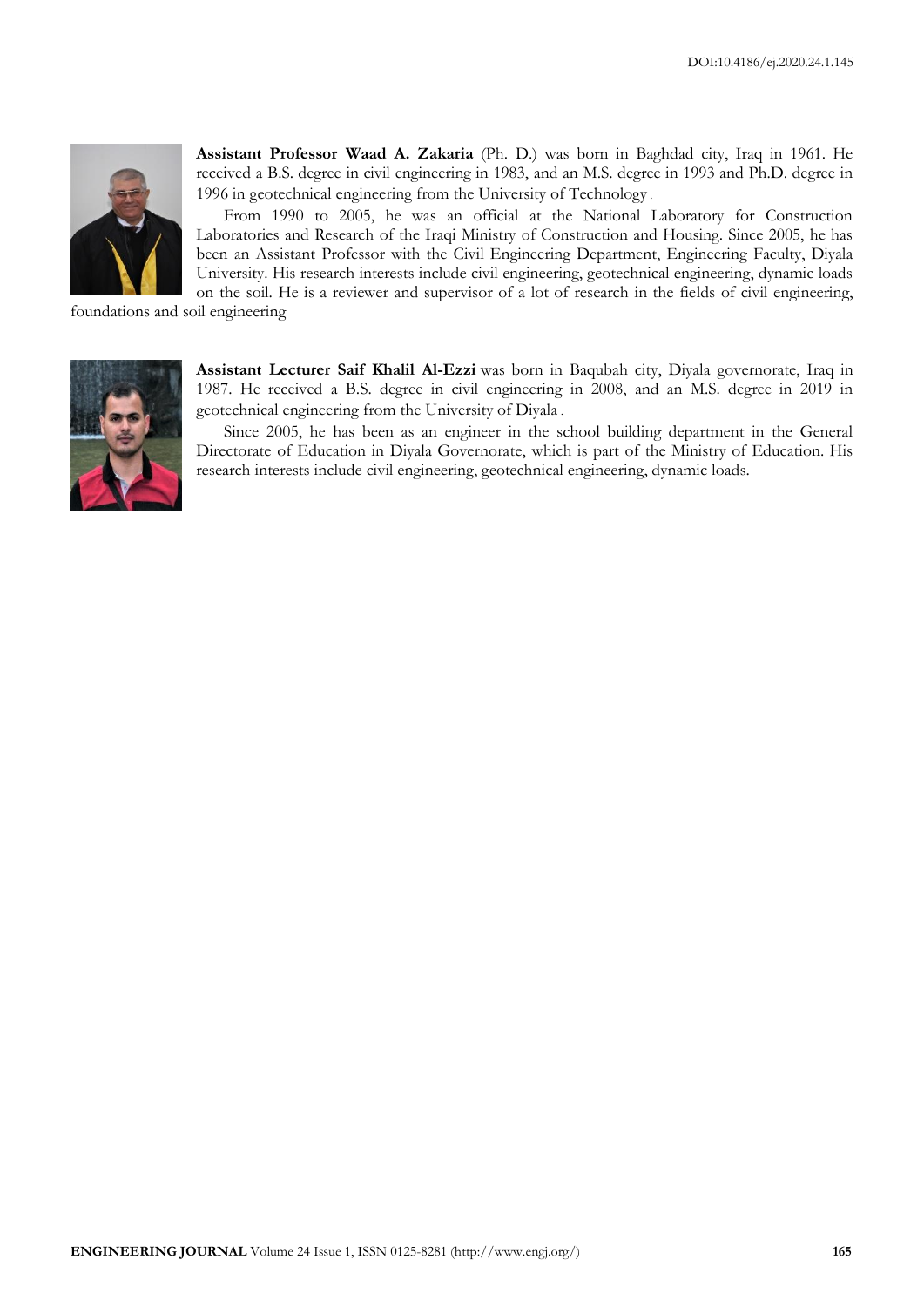**Assistant Professor Waad A. Zakaria** (Ph. D.) was born in Baghdad city, Iraq in 1961. He received a B.S. degree in civil engineering in 1983, and an M.S. degree in 1993 and Ph.D. degree in 1996 in geotechnical engineering from the University of Technology.

From 1990 to 2005, he was an official at the National Laboratory for Construction Laboratories and Research of the Iraqi Ministry of Construction and Housing. Since 2005, he has been an Assistant Professor with the Civil Engineering Department, Engineering Faculty, Diyala University. His research interests include civil engineering, geotechnical engineering, dynamic loads on the soil. He is a reviewer and supervisor of a lot of research in the fields of civil engineering, foundations and soil engineering

**Assistant Lecturer Saif Khalil Al-Ezzi** was born in Baqubah city, Diyala governorate, Iraq in 1987. He received a B.S. degree in civil engineering in 2008, and an M.S. degree in 2019 in geotechnical engineering from the University of Diyala.

Since 2005, he has been as an engineer in the school building department in the General Directorate of Education in Diyala Governorate, which is part of the Ministry of Education. His research interests include civil engineering, geotechnical engineering, dynamic loads.